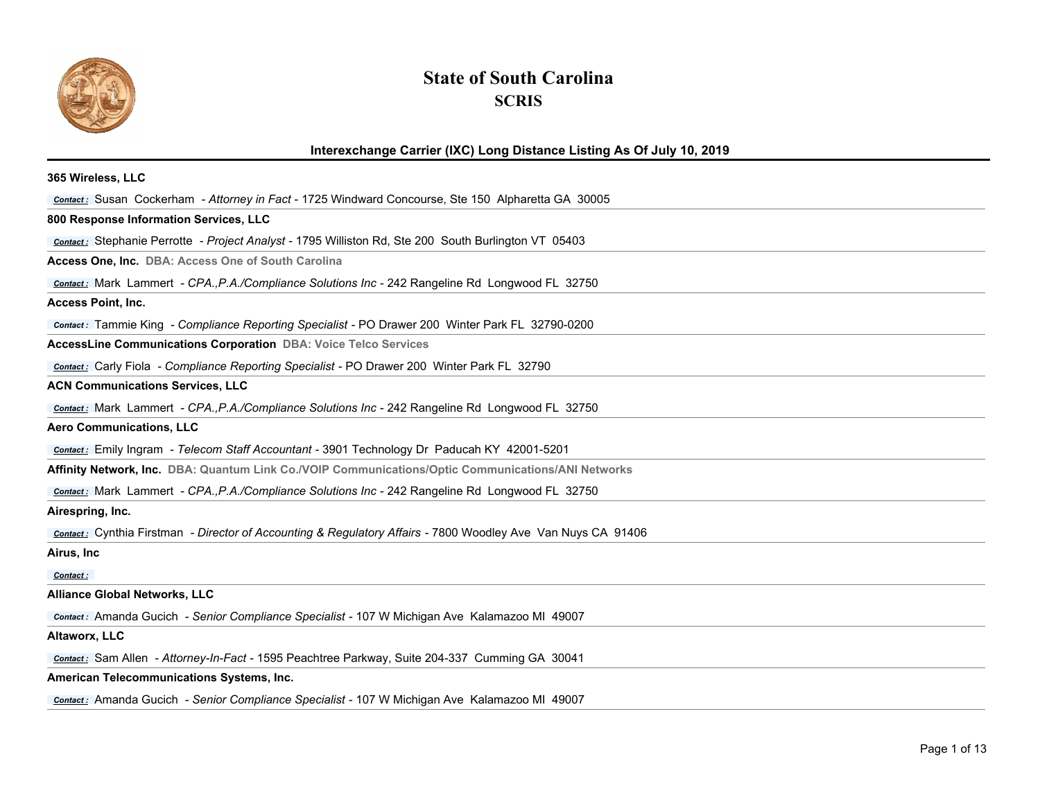# State of South Carolina

## SCRIS

### Interexchange Carrier (IXC) Long Distance Listing As Of July 10, 2019

**365 Wireless, LLC**

*Contact :* Susan Cockerham - *Attorney in Fact* - 1725 Windward Concourse, Ste 150 Alpharetta GA 30005

**800 Response Information Services, LLC**

*Contact :* Stephanie Perrotte - *Project Analyst* - 1795 Williston Rd, Ste 200 South Burlington VT 05403

**Access One, Inc.** DBA: Access One of South Carolina

*Contact :* Mark Lammert - *CPA.,P.A./Compliance Solutions Inc* - 242 Rangeline Rd Longwood FL 32750

**Access Point, Inc.**

*Contact :* Tammie King - *Compliance Reporting Specialist* - PO Drawer 200 Winter Park FL 32790-0200

**AccessLine Communications Corporation** DBA: Voice Telco Services

*Contact :* Carly Fiola - *Compliance Reporting Specialist* - PO Drawer 200 Winter Park FL 32790

**ACN Communications Services, LLC**

*Contact :* Mark Lammert - *CPA.,P.A./Compliance Solutions Inc* - 242 Rangeline Rd Longwood FL 32750

**Aero Communications, LLC**

*Contact :* Emily Ingram - *Telecom Staff Accountant* - 3901 Technology Dr Paducah KY 42001-5201

**Affinity Network, Inc.** DBA: Quantum Link Co./VOIP Communications/Optic Communications/ANI Networks

*Contact :* Mark Lammert - *CPA.,P.A./Compliance Solutions Inc* - 242 Rangeline Rd Longwood FL 32750

**Airespring, Inc.**

*Contact :* Cynthia Firstman - *Director of Accounting & Regulatory Affairs* - 7800 Woodley Ave Van Nuys CA 91406

**Airus, Inc**

*Contact :*

**Alliance Global Networks, LLC**

*Contact :* Amanda Gucich - *Senior Compliance Specialist* - 107 W Michigan Ave Kalamazoo MI 49007

**Altaworx, LLC**

*Contact :* Sam Allen - *Attorney-In-Fact* - 1595 Peachtree Parkway, Suite 204-337 Cumming GA 30041

**American Telecommunications Systems, Inc.**

*Contact :* Amanda Gucich - *Senior Compliance Specialist* - 107 W Michigan Ave Kalamazoo MI 49007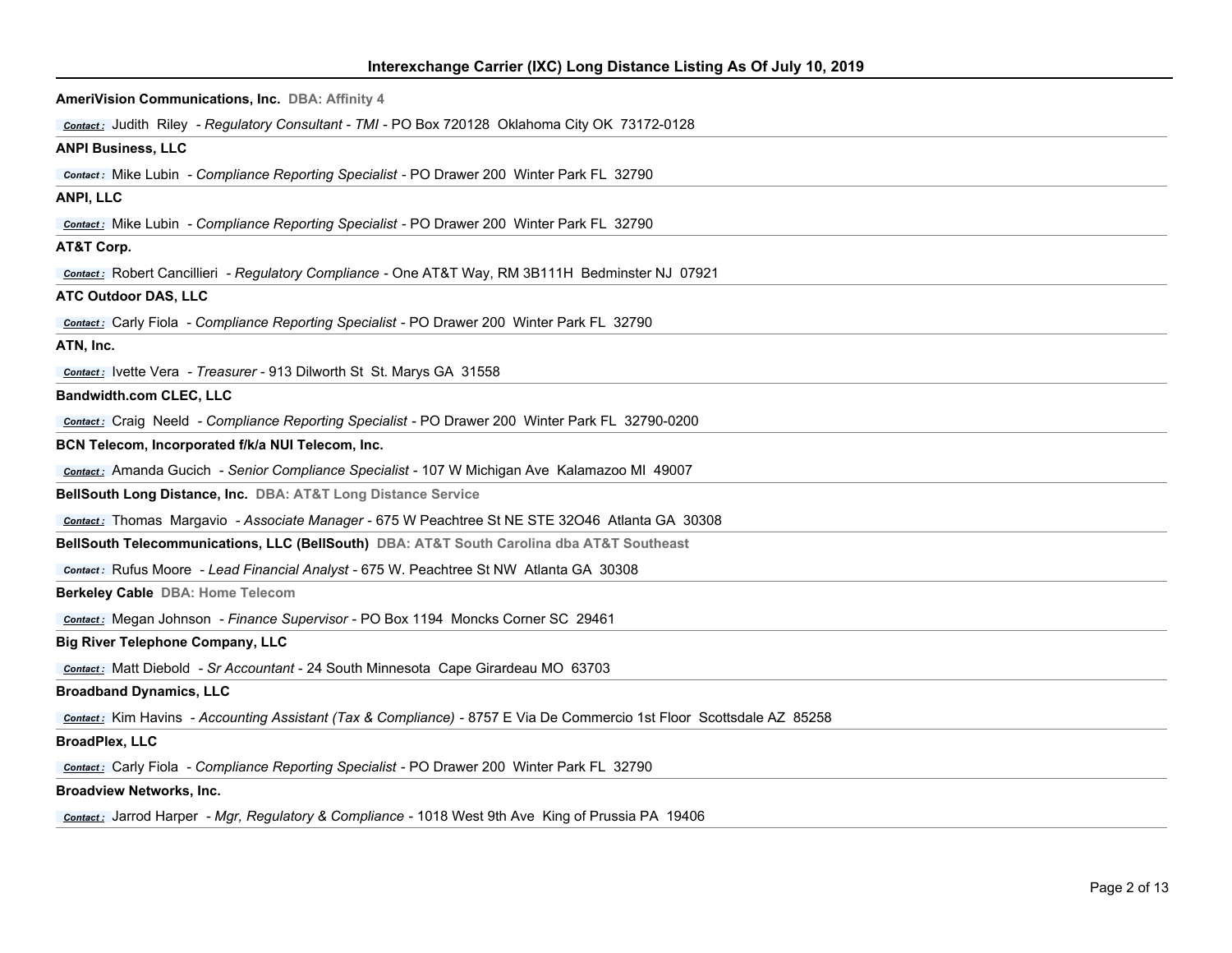**AmeriVision Communications, Inc.** DBA: Affinity 4

Contact: Judith Riley - *Regulatory Consultant - TMI* - PO Box 720128 Oklahoma City OK 73172-0128

**ANPI Business, LLC**

Contact: Mike Lubin - *Compliance Reporting Specialist* - PO Drawer 200 Winter Park FL 32790

**ANPI, LLC**

Contact: Mike Lubin - *Compliance Reporting Specialist* - PO Drawer 200 Winter Park FL 32790

**AT&T Corp.**

Contact: Robert Cancillieri - *Regulatory Compliance* - One AT&T Way, RM 3B111H Bedminster NJ 07921

**ATC Outdoor DAS, LLC**

Contact: Carly Fiola - *Compliance Reporting Specialist* - PO Drawer 200 Winter Park FL 32790

**ATN, Inc.**

Contact: Ivette Vera - *Treasurer* - 913 Dilworth St St. Marys GA 31558

**Bandwidth.com CLEC, LLC**

Contact: Craig Neeld - *Compliance Reporting Specialist* - PO Drawer 200 Winter Park FL 32790-0200

**BCN Telecom, Incorporated f/k/a NUI Telecom, Inc.**

Contact: Amanda Gucich - *Senior Compliance Specialist* - 107 W Michigan Ave Kalamazoo MI 49007

**BellSouth Long Distance, Inc.** DBA: AT&T Long Distance Service

Contact: Thomas Margavio - *Associate Manager* - 675 W Peachtree St NE STE 32O46 Atlanta GA 30308

**BellSouth Telecommunications, LLC (BellSouth)** DBA: AT&T South Carolina dba AT&T Southeast

Contact: Rufus Moore - *Lead Financial Analyst* - 675 W. Peachtree St NW Atlanta GA 30308

**Berkeley Cable** DBA: Home Telecom

Contact: Megan Johnson - *Finance Supervisor* - PO Box 1194 Moncks Corner SC 29461

**Big River Telephone Company, LLC**

Contact: Matt Diebold - *Sr Accountant* - 24 South Minnesota Cape Girardeau MO 63703

**Broadband Dynamics, LLC**

Contact: Kim Havins - *Accounting Assistant (Tax & Compliance)* - 8757 E Via De Commercio 1st Floor Scottsdale AZ 85258

**BroadPlex, LLC**

Contact: Carly Fiola - *Compliance Reporting Specialist* - PO Drawer 200 Winter Park FL 32790

**Broadview Networks, Inc.**

Contact: Jarrod Harper - *Mgr, Regulatory & Compliance* - 1018 West 9th Ave King of Prussia PA 19406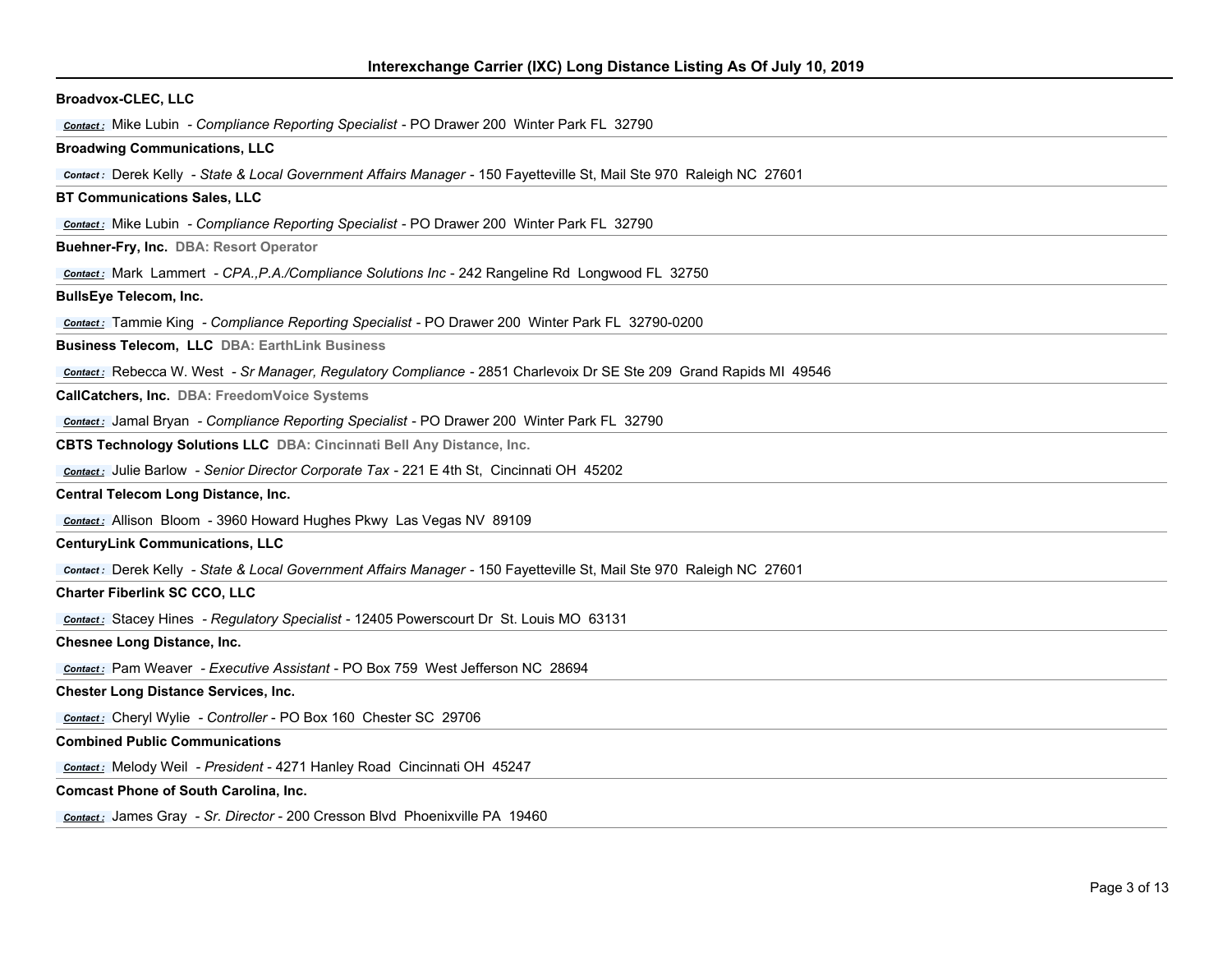**Broadvox-CLEC, LLC**

Contact : Mike Lubin - *Compliance Reporting Specialist* - PO Drawer 200 Winter Park FL 32790

**Broadwing Communications, LLC**

Contact : Derek Kelly - *State & Local Government Affairs Manager* - 150 Fayetteville St, Mail Ste 970 Raleigh NC 27601

**BT Communications Sales, LLC**

Contact : Mike Lubin - *Compliance Reporting Specialist* - PO Drawer 200 Winter Park FL 32790

**Buehner-Fry, Inc.** DBA: Resort Operator

Contact : Mark Lammert - *CPA.,P.A./Compliance Solutions Inc* - 242 Rangeline Rd Longwood FL 32750

**BullsEye Telecom, Inc.**

Contact : Tammie King - *Compliance Reporting Specialist* - PO Drawer 200 Winter Park FL 32790-0200

**Business Telecom, LLC** DBA: EarthLink Business

Contact : Rebecca W. West - *Sr Manager, Regulatory Compliance* - 2851 Charlevoix Dr SE Ste 209 Grand Rapids MI 49546

**CallCatchers, Inc.** DBA: FreedomVoice Systems

Contact : Jamal Bryan - *Compliance Reporting Specialist* - PO Drawer 200 Winter Park FL 32790

**CBTS Technology Solutions LLC** DBA: Cincinnati Bell Any Distance, Inc.

Contact : Julie Barlow - *Senior Director Corporate Tax* - 221 E 4th St, Cincinnati OH 45202

**Central Telecom Long Distance, Inc.**

Contact : Allison Bloom - 3960 Howard Hughes Pkwy Las Vegas NV 89109

**CenturyLink Communications, LLC**

Contact : Derek Kelly - *State & Local Government Affairs Manager* - 150 Fayetteville St, Mail Ste 970 Raleigh NC 27601

**Charter Fiberlink SC CCO, LLC**

Contact : Stacey Hines - *Regulatory Specialist* - 12405 Powerscourt Dr St. Louis MO 63131

**Chesnee Long Distance, Inc.**

Contact : Pam Weaver - *Executive Assistant* - PO Box 759 West Jefferson NC 28694

**Chester Long Distance Services, Inc.**

Contact : Cheryl Wylie - *Controller* - PO Box 160 Chester SC 29706

**Combined Public Communications**

Contact : Melody Weil - *President* - 4271 Hanley Road Cincinnati OH 45247

**Comcast Phone of South Carolina, Inc.**

Contact : James Gray - *Sr. Director* - 200 Cresson Blvd Phoenixville PA 19460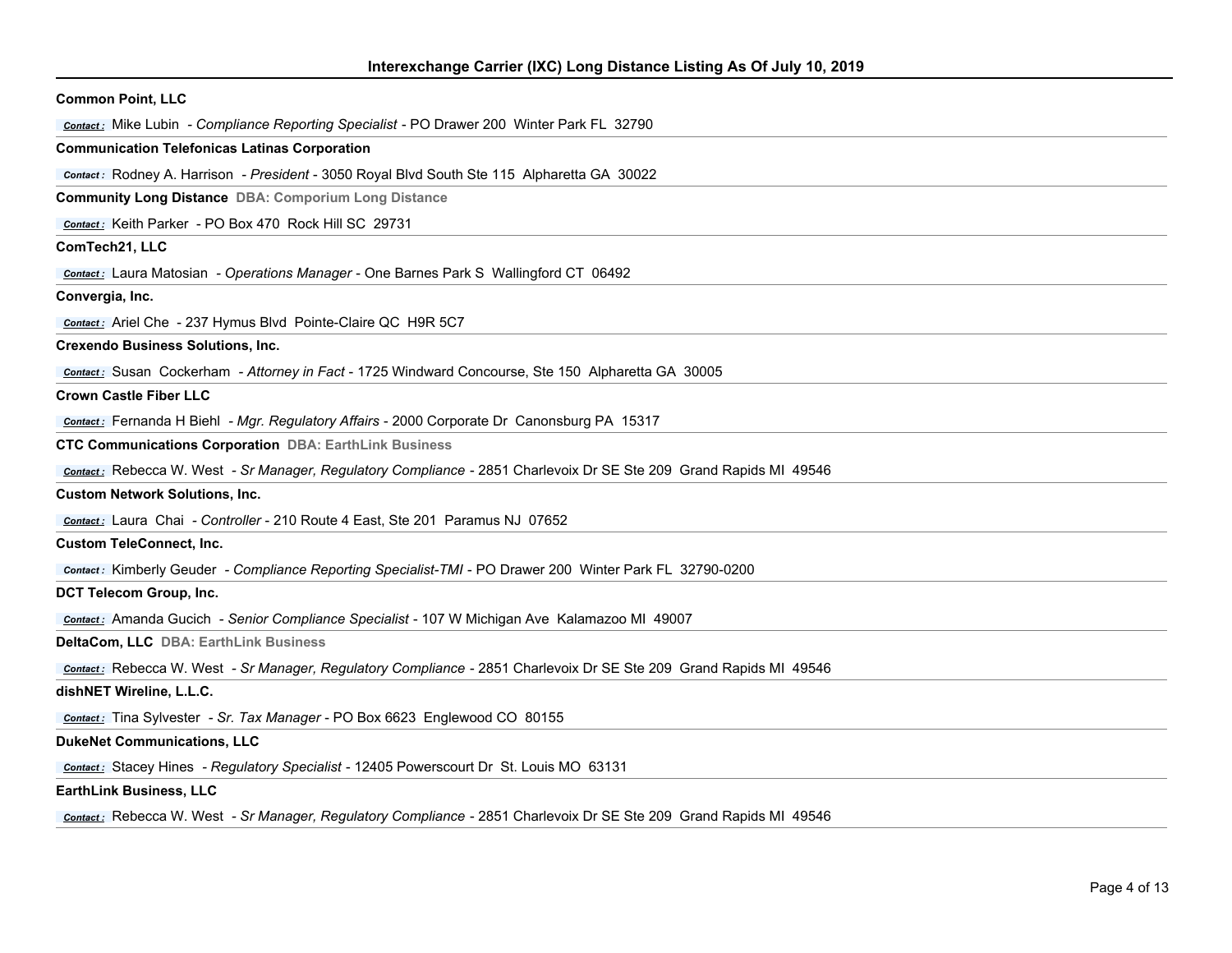**Common Point, LLC**

*Contact :* Mike Lubin - *Compliance Reporting Specialist* - PO Drawer 200 Winter Park FL 32790

**Communication Telefonicas Latinas Corporation**

*Contact :* Rodney A. Harrison - *President* - 3050 Royal Blvd South Ste 115 Alpharetta GA 30022

**Community Long Distance** DBA: Comporium Long Distance

*Contact :* Keith Parker - PO Box 470 Rock Hill SC 29731

**ComTech21, LLC**

*Contact :* Laura Matosian - *Operations Manager* - One Barnes Park S Wallingford CT 06492

**Convergia, Inc.**

*Contact :* Ariel Che - 237 Hymus Blvd Pointe-Claire QC H9R 5C7

**Crexendo Business Solutions, Inc.**

*Contact :* Susan Cockerham - *Attorney in Fact* - 1725 Windward Concourse, Ste 150 Alpharetta GA 30005

**Crown Castle Fiber LLC**

*Contact :* Fernanda H Biehl - *Mgr. Regulatory Affairs* - 2000 Corporate Dr Canonsburg PA 15317

**CTC Communications Corporation** DBA: EarthLink Business

*Contact :* Rebecca W. West - *Sr Manager, Regulatory Compliance* - 2851 Charlevoix Dr SE Ste 209 Grand Rapids MI 49546

**Custom Network Solutions, Inc.**

*Contact :* Laura Chai - *Controller* - 210 Route 4 East, Ste 201 Paramus NJ 07652

**Custom TeleConnect, Inc.**

*Contact :* Kimberly Geuder - *Compliance Reporting Specialist-TMI* - PO Drawer 200 Winter Park FL 32790-0200

**DCT Telecom Group, Inc.**

*Contact :* Amanda Gucich - *Senior Compliance Specialist* - 107 W Michigan Ave Kalamazoo MI 49007

**DeltaCom, LLC** DBA: EarthLink Business

*Contact :* Rebecca W. West - *Sr Manager, Regulatory Compliance* - 2851 Charlevoix Dr SE Ste 209 Grand Rapids MI 49546

**dishNET Wireline, L.L.C.**

*Contact :* Tina Sylvester - *Sr. Tax Manager* - PO Box 6623 Englewood CO 80155

**DukeNet Communications, LLC**

*Contact :* Stacey Hines - *Regulatory Specialist* - 12405 Powerscourt Dr St. Louis MO 63131

**EarthLink Business, LLC**

*Contact :* Rebecca W. West - *Sr Manager, Regulatory Compliance* - 2851 Charlevoix Dr SE Ste 209 Grand Rapids MI 49546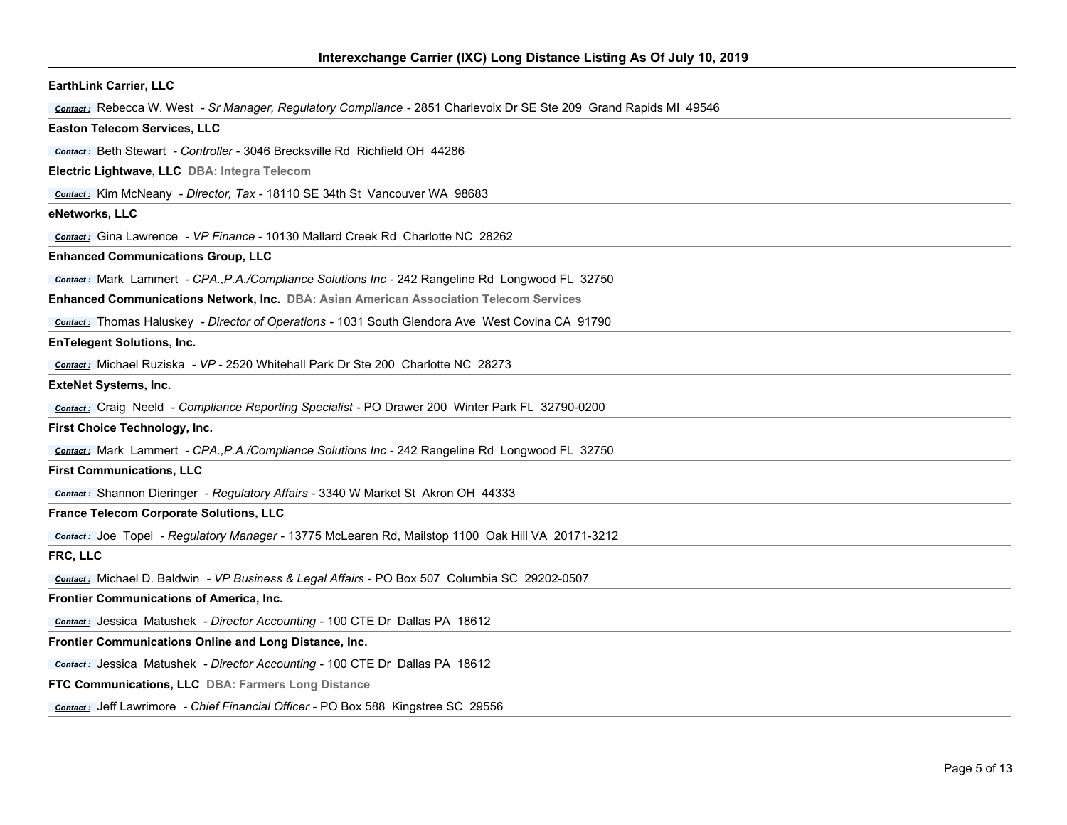**EarthLink Carrier, LLC**

Contact : Rebecca W. West - *Sr Manager, Regulatory Compliance* - 2851 Charlevoix Dr SE Ste 209 Grand Rapids MI 49546

**Easton Telecom Services, LLC**

Contact : Beth Stewart - *Controller* - 3046 Brecksville Rd Richfield OH 44286

**Electric Lightwave, LLC** DBA: Integra Telecom

Contact : Kim McNeany - *Director, Tax* - 18110 SE 34th St Vancouver WA 98683

**eNetworks, LLC**

Contact : Gina Lawrence - *VP Finance* - 10130 Mallard Creek Rd Charlotte NC 28262

**Enhanced Communications Group, LLC**

Contact : Mark Lammert - *CPA.,P.A./Compliance Solutions Inc* - 242 Rangeline Rd Longwood FL 32750

**Enhanced Communications Network, Inc.** DBA: Asian American Association Telecom Services

Contact : Thomas Haluskey - *Director of Operations* - 1031 South Glendora Ave West Covina CA 91790

**EnTelegent Solutions, Inc.**

Contact : Michael Ruziska - *VP* - 2520 Whitehall Park Dr Ste 200 Charlotte NC 28273

**ExteNet Systems, Inc.**

Contact : Craig Neeld - *Compliance Reporting Specialist* - PO Drawer 200 Winter Park FL 32790-0200

**First Choice Technology, Inc.**

Contact : Mark Lammert - *CPA.,P.A./Compliance Solutions Inc* - 242 Rangeline Rd Longwood FL 32750

**First Communications, LLC**

Contact : Shannon Dieringer - *Regulatory Affairs* - 3340 W Market St Akron OH 44333

**France Telecom Corporate Solutions, LLC**

Contact : Joe Topel - *Regulatory Manager* - 13775 McLearen Rd, Mailstop 1100 Oak Hill VA 20171-3212

**FRC, LLC**

Contact : Michael D. Baldwin - *VP Business & Legal Affairs* - PO Box 507 Columbia SC 29202-0507

**Frontier Communications of America, Inc.**

Contact : Jessica Matushek - *Director Accounting* - 100 CTE Dr Dallas PA 18612

**Frontier Communications Online and Long Distance, Inc.**

Contact : Jessica Matushek - *Director Accounting* - 100 CTE Dr Dallas PA 18612

**FTC Communications, LLC** DBA: Farmers Long Distance

Contact : Jeff Lawrimore - *Chief Financial Officer* - PO Box 588 Kingstree SC 29556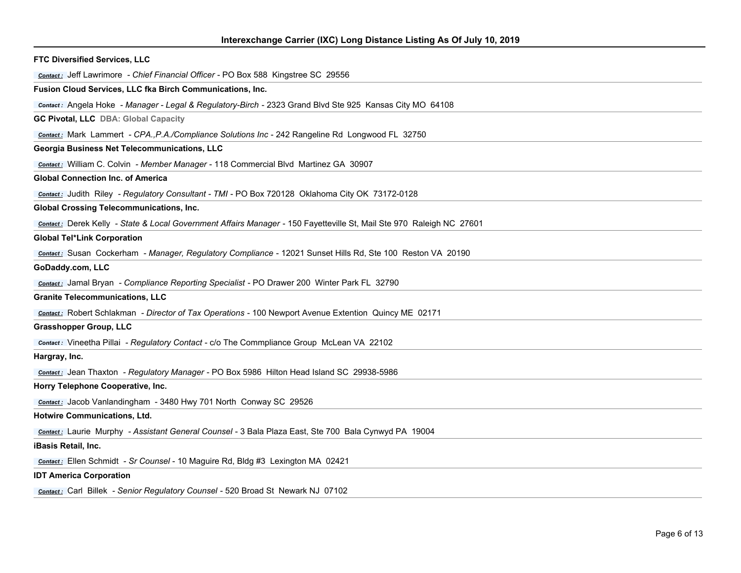**FTC Diversified Services, LLC**

*Contact :* Jeff Lawrimore - *Chief Financial Officer* - PO Box 588 Kingstree SC 29556

**Fusion Cloud Services, LLC fka Birch Communications, Inc.**

*Contact :* Angela Hoke - *Manager - Legal & Regulatory-Birch* - 2323 Grand Blvd Ste 925 Kansas City MO 64108

**GC Pivotal, LLC** **DBA: Global Capacity**

*Contact :* Mark Lammert - *CPA.,P.A./Compliance Solutions Inc* - 242 Rangeline Rd Longwood FL 32750

**Georgia Business Net Telecommunications, LLC**

*Contact :* William C. Colvin - *Member Manager* - 118 Commercial Blvd Martinez GA 30907

**Global Connection Inc. of America**

*Contact :* Judith Riley - *Regulatory Consultant - TMI* - PO Box 720128 Oklahoma City OK 73172-0128

**Global Crossing Telecommunications, Inc.**

*Contact :* Derek Kelly - *State & Local Government Affairs Manager* - 150 Fayetteville St, Mail Ste 970 Raleigh NC 27601

**Global Tel*Link Corporation**

*Contact :* Susan Cockerham - *Manager, Regulatory Compliance* - 12021 Sunset Hills Rd, Ste 100 Reston VA 20190

**GoDaddy.com, LLC**

*Contact :* Jamal Bryan - *Compliance Reporting Specialist* - PO Drawer 200 Winter Park FL 32790

**Granite Telecommunications, LLC**

*Contact :* Robert Schlakman - *Director of Tax Operations* - 100 Newport Avenue Extention Quincy ME 02171

**Grasshopper Group, LLC**

*Contact :* Vineetha Pillai - *Regulatory Contact* - c/o The Commpliance Group McLean VA 22102

**Hargray, Inc.**

*Contact :* Jean Thaxton - *Regulatory Manager* - PO Box 5986 Hilton Head Island SC 29938-5986

**Horry Telephone Cooperative, Inc.**

*Contact :* Jacob Vanlandingham - 3480 Hwy 701 North Conway SC 29526

**Hotwire Communications, Ltd.**

*Contact :* Laurie Murphy - *Assistant General Counsel* - 3 Bala Plaza East, Ste 700 Bala Cynwyd PA 19004

**iBasis Retail, Inc.**

*Contact :* Ellen Schmidt - *Sr Counsel* - 10 Maguire Rd, Bldg #3 Lexington MA 02421

**IDT America Corporation**

*Contact :* Carl Billek - *Senior Regulatory Counsel* - 520 Broad St Newark NJ 07102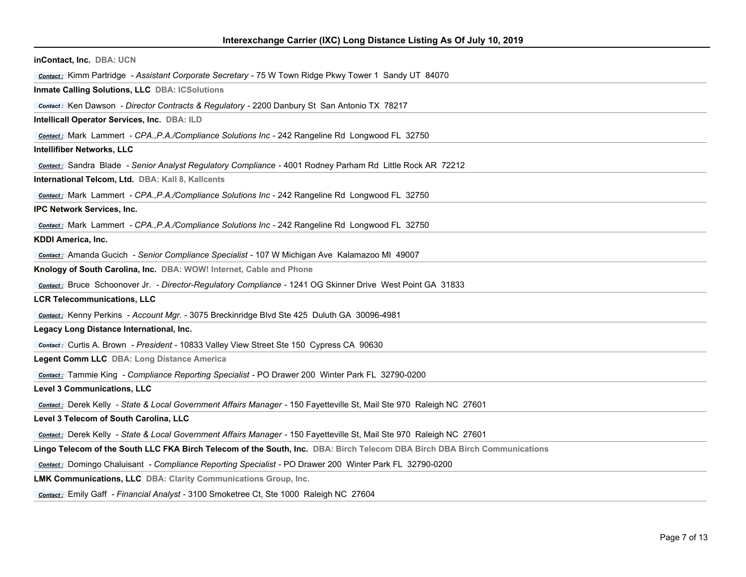**inContact, Inc.** DBA: UCN

*Contact :* Kimm Partridge - *Assistant Corporate Secretary* - 75 W Town Ridge Pkwy Tower 1 Sandy UT 84070

**Inmate Calling Solutions, LLC** DBA: ICSolutions

*Contact :* Ken Dawson - *Director Contracts & Regulatory* - 2200 Danbury St San Antonio TX 78217

**Intellicall Operator Services, Inc.** DBA: ILD

*Contact :* Mark Lammert - *CPA.,P.A./Compliance Solutions Inc* - 242 Rangeline Rd Longwood FL 32750

**Intellifiber Networks, LLC**

*Contact :* Sandra Blade - *Senior Analyst Regulatory Compliance* - 4001 Rodney Parham Rd Little Rock AR 72212

**International Telcom, Ltd.** DBA: Kall 8, Kallcents

*Contact :* Mark Lammert - *CPA.,P.A./Compliance Solutions Inc* - 242 Rangeline Rd Longwood FL 32750

**IPC Network Services, Inc.**

*Contact :* Mark Lammert - *CPA.,P.A./Compliance Solutions Inc* - 242 Rangeline Rd Longwood FL 32750

**KDDI America, Inc.**

*Contact :* Amanda Gucich - *Senior Compliance Specialist* - 107 W Michigan Ave Kalamazoo MI 49007

**Knology of South Carolina, Inc.** DBA: WOW! Internet, Cable and Phone

*Contact :* Bruce Schoonover Jr. - *Director-Regulatory Compliance* - 1241 OG Skinner Drive West Point GA 31833

**LCR Telecommunications, LLC**

*Contact :* Kenny Perkins - *Account Mgr.* - 3075 Breckinridge Blvd Ste 425 Duluth GA 30096-4981

**Legacy Long Distance International, Inc.**

*Contact :* Curtis A. Brown - *President* - 10833 Valley View Street Ste 150 Cypress CA 90630

**Legent Comm LLC** DBA: Long Distance America

*Contact :* Tammie King - *Compliance Reporting Specialist* - PO Drawer 200 Winter Park FL 32790-0200

**Level 3 Communications, LLC**

*Contact :* Derek Kelly - *State & Local Government Affairs Manager* - 150 Fayetteville St, Mail Ste 970 Raleigh NC 27601

**Level 3 Telecom of South Carolina, LLC**

*Contact :* Derek Kelly - *State & Local Government Affairs Manager* - 150 Fayetteville St, Mail Ste 970 Raleigh NC 27601

**Lingo Telecom of the South LLC FKA Birch Telecom of the South, Inc.** DBA: Birch Telecom DBA Birch DBA Birch Communications

*Contact :* Domingo Chaluisant - *Compliance Reporting Specialist* - PO Drawer 200 Winter Park FL 32790-0200

**LMK Communications, LLC** DBA: Clarity Communications Group, Inc.

*Contact :* Emily Gaff - *Financial Analyst* - 3100 Smoketree Ct, Ste 1000 Raleigh NC 27604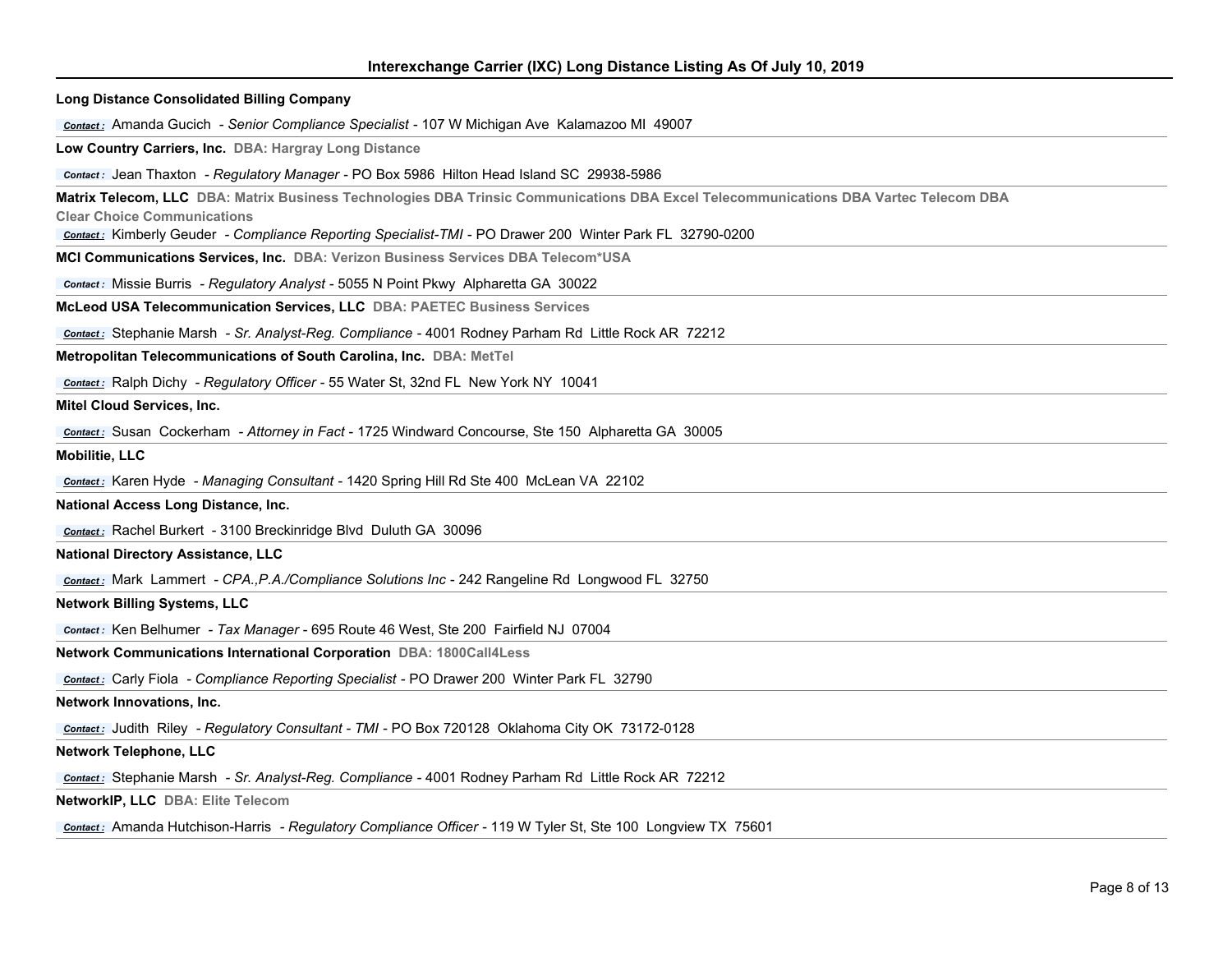**Long Distance Consolidated Billing Company**

Contact: Amanda Gucich - *Senior Compliance Specialist* - 107 W Michigan Ave Kalamazoo MI 49007

**Low Country Carriers, Inc.** DBA: Hargray Long Distance

Contact: Jean Thaxton - *Regulatory Manager* - PO Box 5986 Hilton Head Island SC 29938-5986

**Matrix Telecom, LLC** DBA: Matrix Business Technologies DBA Trinsic Communications DBA Excel Telecommunications DBA Vartec Telecom DBA Clear Choice Communications

Contact: Kimberly Geuder - *Compliance Reporting Specialist-TMI* - PO Drawer 200 Winter Park FL 32790-0200

**MCI Communications Services, Inc.** DBA: Verizon Business Services DBA Telecom*USA

Contact: Missie Burris - *Regulatory Analyst* - 5055 N Point Pkwy Alpharetta GA 30022

**McLeod USA Telecommunication Services, LLC** DBA: PAETEC Business Services

Contact: Stephanie Marsh - *Sr. Analyst-Reg. Compliance* - 4001 Rodney Parham Rd Little Rock AR 72212

**Metropolitan Telecommunications of South Carolina, Inc.** DBA: MetTel

Contact: Ralph Dichy - *Regulatory Officer* - 55 Water St, 32nd FL New York NY 10041

**Mitel Cloud Services, Inc.**

Contact: Susan Cockerham - *Attorney in Fact* - 1725 Windward Concourse, Ste 150 Alpharetta GA 30005

**Mobilitie, LLC**

Contact: Karen Hyde - *Managing Consultant* - 1420 Spring Hill Rd Ste 400 McLean VA 22102

**National Access Long Distance, Inc.**

Contact: Rachel Burkert - 3100 Breckinridge Blvd Duluth GA 30096

**National Directory Assistance, LLC**

Contact: Mark Lammert - *CPA.,P.A./Compliance Solutions Inc* - 242 Rangeline Rd Longwood FL 32750

**Network Billing Systems, LLC**

Contact: Ken Belhumer - *Tax Manager* - 695 Route 46 West, Ste 200 Fairfield NJ 07004

**Network Communications International Corporation** DBA: 1800Call4Less

Contact: Carly Fiola - *Compliance Reporting Specialist* - PO Drawer 200 Winter Park FL 32790

**Network Innovations, Inc.**

Contact: Judith Riley - *Regulatory Consultant - TMI* - PO Box 720128 Oklahoma City OK 73172-0128

**Network Telephone, LLC**

Contact: Stephanie Marsh - *Sr. Analyst-Reg. Compliance* - 4001 Rodney Parham Rd Little Rock AR 72212

**NetworkIP, LLC** DBA: Elite Telecom

Contact: Amanda Hutchison-Harris - *Regulatory Compliance Officer* - 119 W Tyler St, Ste 100 Longview TX 75601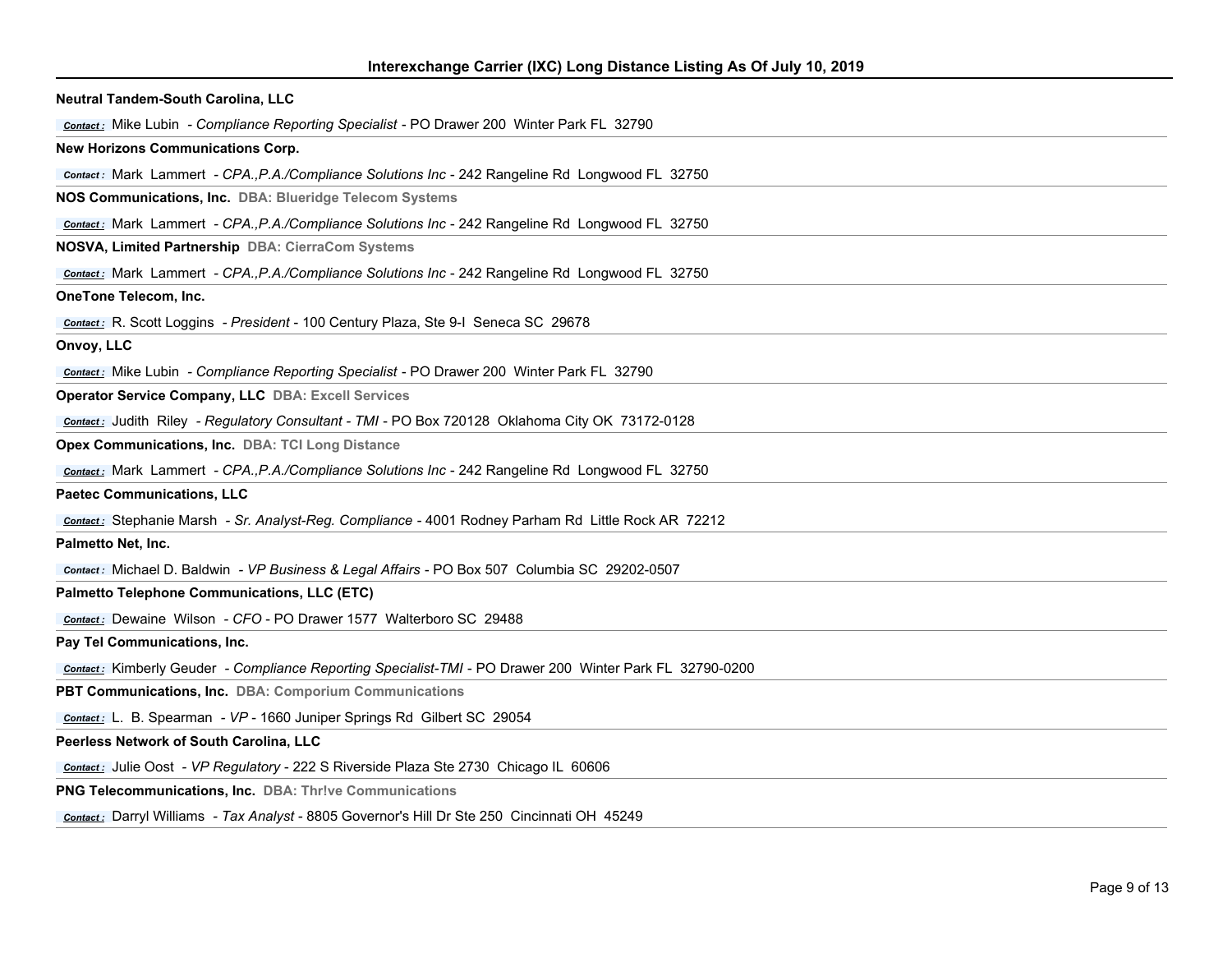## Interexchange Carrier (IXC) Long Distance Listing As Of July 10, 2019

**Neutral Tandem-South Carolina, LLC**

*Contact :* Mike Lubin - *Compliance Reporting Specialist* - PO Drawer 200 Winter Park FL 32790

**New Horizons Communications Corp.**

*Contact :* Mark Lammert - *CPA.,P.A./Compliance Solutions Inc* - 242 Rangeline Rd Longwood FL 32750

**NOS Communications, Inc.** **DBA: Blueridge Telecom Systems**

*Contact :* Mark Lammert - *CPA.,P.A./Compliance Solutions Inc* - 242 Rangeline Rd Longwood FL 32750

**NOSVA, Limited Partnership** **DBA: CierraCom Systems**

*Contact :* Mark Lammert - *CPA.,P.A./Compliance Solutions Inc* - 242 Rangeline Rd Longwood FL 32750

**OneTone Telecom, Inc.**

*Contact :* R. Scott Loggins - *President* - 100 Century Plaza, Ste 9-I Seneca SC 29678

**Onvoy, LLC**

*Contact :* Mike Lubin - *Compliance Reporting Specialist* - PO Drawer 200 Winter Park FL 32790

**Operator Service Company, LLC** **DBA: Excell Services**

*Contact :* Judith Riley - *Regulatory Consultant - TMI* - PO Box 720128 Oklahoma City OK 73172-0128

**Opex Communications, Inc.** **DBA: TCI Long Distance**

*Contact :* Mark Lammert - *CPA.,P.A./Compliance Solutions Inc* - 242 Rangeline Rd Longwood FL 32750

**Paetec Communications, LLC**

*Contact :* Stephanie Marsh - *Sr. Analyst-Reg. Compliance* - 4001 Rodney Parham Rd Little Rock AR 72212

**Palmetto Net, Inc.**

*Contact :* Michael D. Baldwin - *VP Business & Legal Affairs* - PO Box 507 Columbia SC 29202-0507

**Palmetto Telephone Communications, LLC (ETC)**

*Contact :* Dewaine Wilson - *CFO* - PO Drawer 1577 Walterboro SC 29488

**Pay Tel Communications, Inc.**

*Contact :* Kimberly Geuder - *Compliance Reporting Specialist-TMI* - PO Drawer 200 Winter Park FL 32790-0200

**PBT Communications, Inc.** **DBA: Comporium Communications**

*Contact :* L. B. Spearman - *VP* - 1660 Juniper Springs Rd Gilbert SC 29054

**Peerless Network of South Carolina, LLC**

*Contact :* Julie Oost - *VP Regulatory* - 222 S Riverside Plaza Ste 2730 Chicago IL 60606

**PNG Telecommunications, Inc.** **DBA: Thr!ve Communications**

*Contact :* Darryl Williams - *Tax Analyst* - 8805 Governor's Hill Dr Ste 250 Cincinnati OH 45249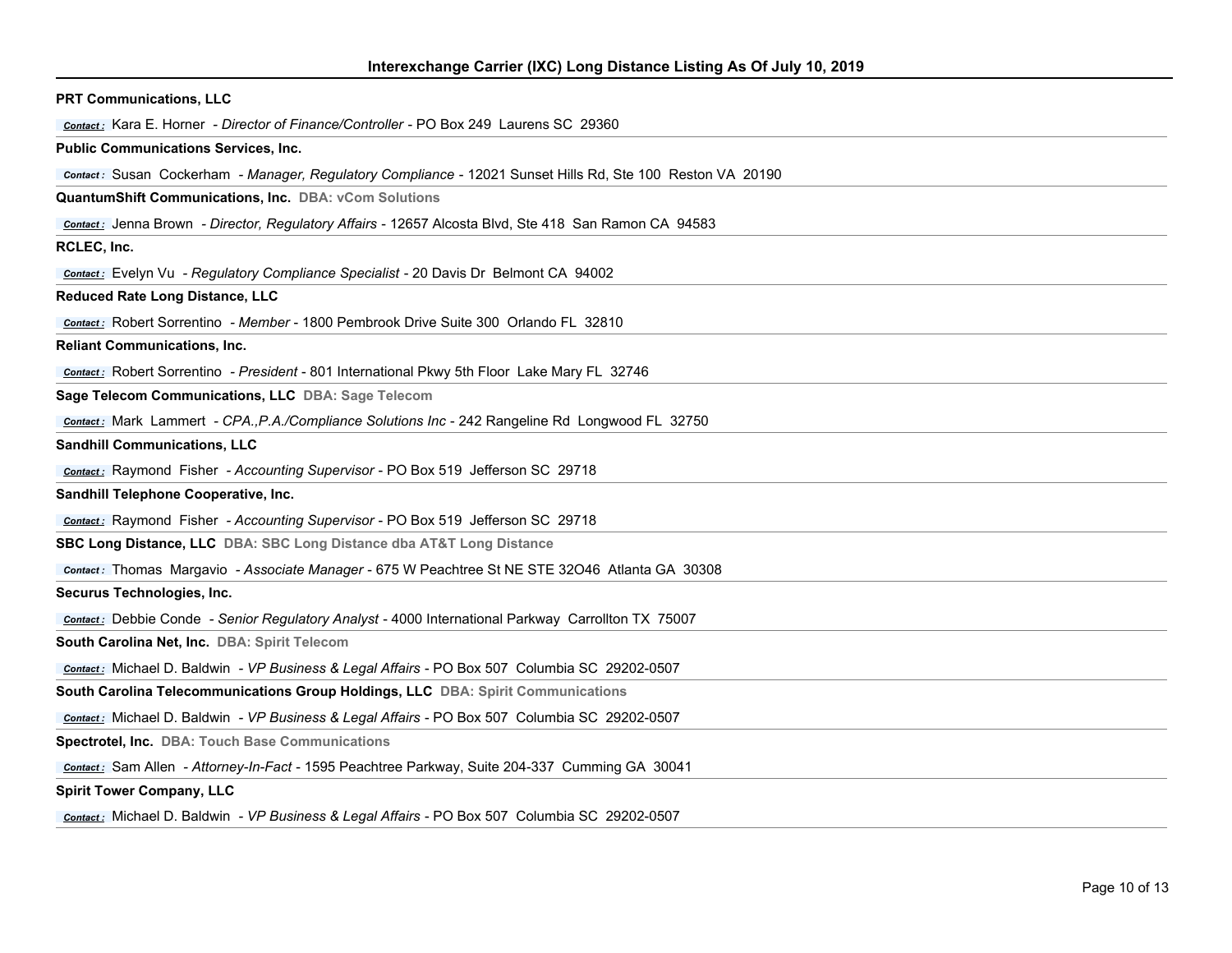## Interexchange Carrier (IXC) Long Distance Listing As Of July 10, 2019

**PRT Communications, LLC**

Contact : Kara E. Horner - *Director of Finance/Controller* - PO Box 249 Laurens SC 29360

**Public Communications Services, Inc.**

Contact : Susan Cockerham - *Manager, Regulatory Compliance* - 12021 Sunset Hills Rd, Ste 100 Reston VA 20190

**QuantumShift Communications, Inc.** **DBA: vCom Solutions**

Contact : Jenna Brown - *Director, Regulatory Affairs* - 12657 Alcosta Blvd, Ste 418 San Ramon CA 94583

**RCLEC, Inc.**

Contact : Evelyn Vu - *Regulatory Compliance Specialist* - 20 Davis Dr Belmont CA 94002

**Reduced Rate Long Distance, LLC**

Contact : Robert Sorrentino - *Member* - 1800 Pembrook Drive Suite 300 Orlando FL 32810

**Reliant Communications, Inc.**

Contact : Robert Sorrentino - *President* - 801 International Pkwy 5th Floor Lake Mary FL 32746

**Sage Telecom Communications, LLC** **DBA: Sage Telecom**

Contact : Mark Lammert - *CPA.,P.A./Compliance Solutions Inc* - 242 Rangeline Rd Longwood FL 32750

**Sandhill Communications, LLC**

Contact : Raymond Fisher - *Accounting Supervisor* - PO Box 519 Jefferson SC 29718

**Sandhill Telephone Cooperative, Inc.**

Contact : Raymond Fisher - *Accounting Supervisor* - PO Box 519 Jefferson SC 29718

**SBC Long Distance, LLC** **DBA: SBC Long Distance dba AT&T Long Distance**

Contact : Thomas Margavio - *Associate Manager* - 675 W Peachtree St NE STE 32O46 Atlanta GA 30308

**Securus Technologies, Inc.**

Contact : Debbie Conde - *Senior Regulatory Analyst* - 4000 International Parkway Carrollton TX 75007

**South Carolina Net, Inc.** **DBA: Spirit Telecom**

Contact : Michael D. Baldwin - *VP Business & Legal Affairs* - PO Box 507 Columbia SC 29202-0507

**South Carolina Telecommunications Group Holdings, LLC** **DBA: Spirit Communications**

Contact : Michael D. Baldwin - *VP Business & Legal Affairs* - PO Box 507 Columbia SC 29202-0507

**Spectrotel, Inc.** **DBA: Touch Base Communications**

Contact : Sam Allen - *Attorney-In-Fact* - 1595 Peachtree Parkway, Suite 204-337 Cumming GA 30041

**Spirit Tower Company, LLC**

Contact : Michael D. Baldwin - *VP Business & Legal Affairs* - PO Box 507 Columbia SC 29202-0507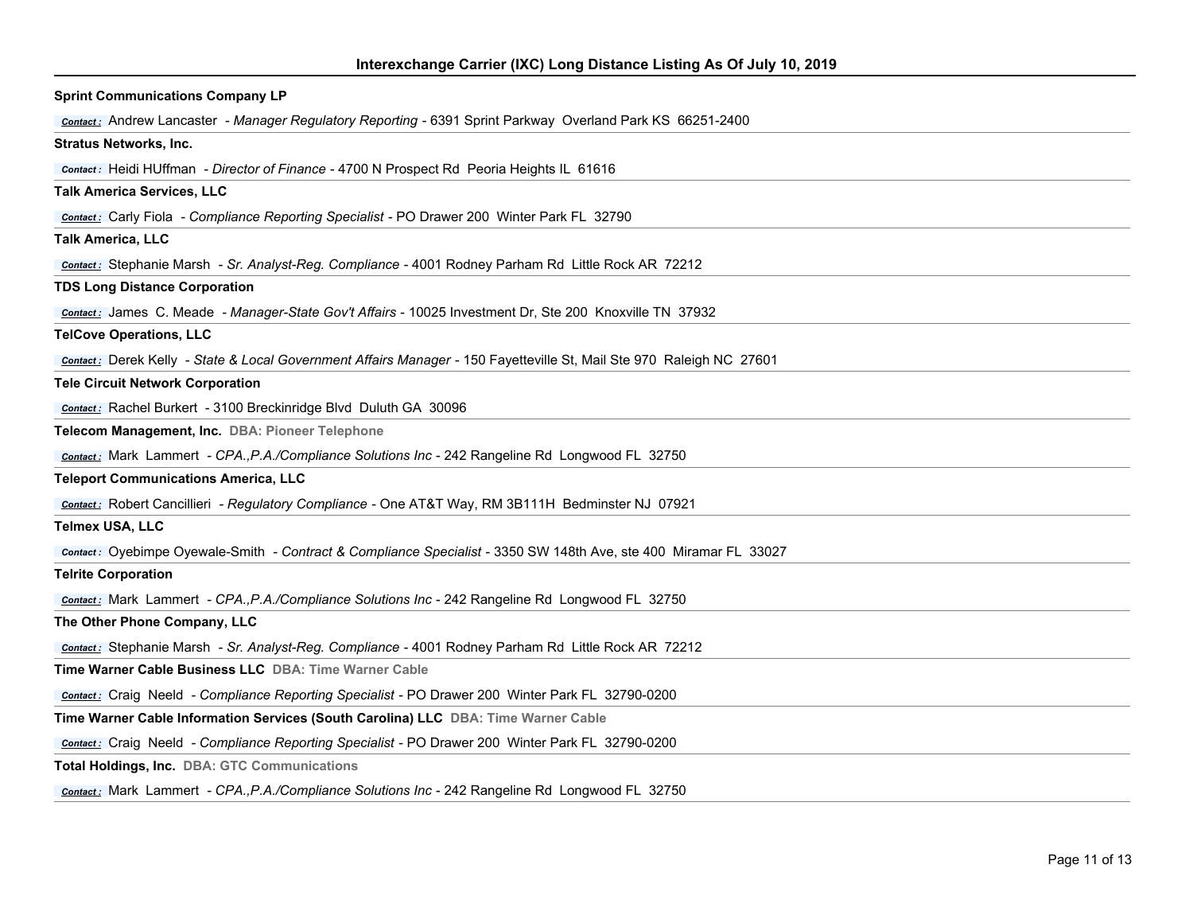**Sprint Communications Company LP**

*Contact :* Andrew Lancaster - *Manager Regulatory Reporting* - 6391 Sprint Parkway Overland Park KS 66251-2400

**Stratus Networks, Inc.**

*Contact :* Heidi HUffman - *Director of Finance* - 4700 N Prospect Rd Peoria Heights IL 61616

**Talk America Services, LLC**

*Contact :* Carly Fiola - *Compliance Reporting Specialist* - PO Drawer 200 Winter Park FL 32790

**Talk America, LLC**

*Contact :* Stephanie Marsh - *Sr. Analyst-Reg. Compliance* - 4001 Rodney Parham Rd Little Rock AR 72212

**TDS Long Distance Corporation**

*Contact :* James C. Meade - *Manager-State Gov't Affairs* - 10025 Investment Dr, Ste 200 Knoxville TN 37932

**TelCove Operations, LLC**

*Contact :* Derek Kelly - *State & Local Government Affairs Manager* - 150 Fayetteville St, Mail Ste 970 Raleigh NC 27601

**Tele Circuit Network Corporation**

*Contact :* Rachel Burkert - 3100 Breckinridge Blvd Duluth GA 30096

**Telecom Management, Inc.** DBA: Pioneer Telephone

*Contact :* Mark Lammert - *CPA.,P.A./Compliance Solutions Inc* - 242 Rangeline Rd Longwood FL 32750

**Teleport Communications America, LLC**

*Contact :* Robert Cancillieri - *Regulatory Compliance* - One AT&T Way, RM 3B111H Bedminster NJ 07921

**Telmex USA, LLC**

*Contact :* Oyebimpe Oyewale-Smith - *Contract & Compliance Specialist* - 3350 SW 148th Ave, ste 400 Miramar FL 33027

**Telrite Corporation**

*Contact :* Mark Lammert - *CPA.,P.A./Compliance Solutions Inc* - 242 Rangeline Rd Longwood FL 32750

**The Other Phone Company, LLC**

*Contact :* Stephanie Marsh - *Sr. Analyst-Reg. Compliance* - 4001 Rodney Parham Rd Little Rock AR 72212

**Time Warner Cable Business LLC** DBA: Time Warner Cable

*Contact :* Craig Neeld - *Compliance Reporting Specialist* - PO Drawer 200 Winter Park FL 32790-0200

**Time Warner Cable Information Services (South Carolina) LLC** DBA: Time Warner Cable

*Contact :* Craig Neeld - *Compliance Reporting Specialist* - PO Drawer 200 Winter Park FL 32790-0200

**Total Holdings, Inc.** DBA: GTC Communications

*Contact :* Mark Lammert - *CPA.,P.A./Compliance Solutions Inc* - 242 Rangeline Rd Longwood FL 32750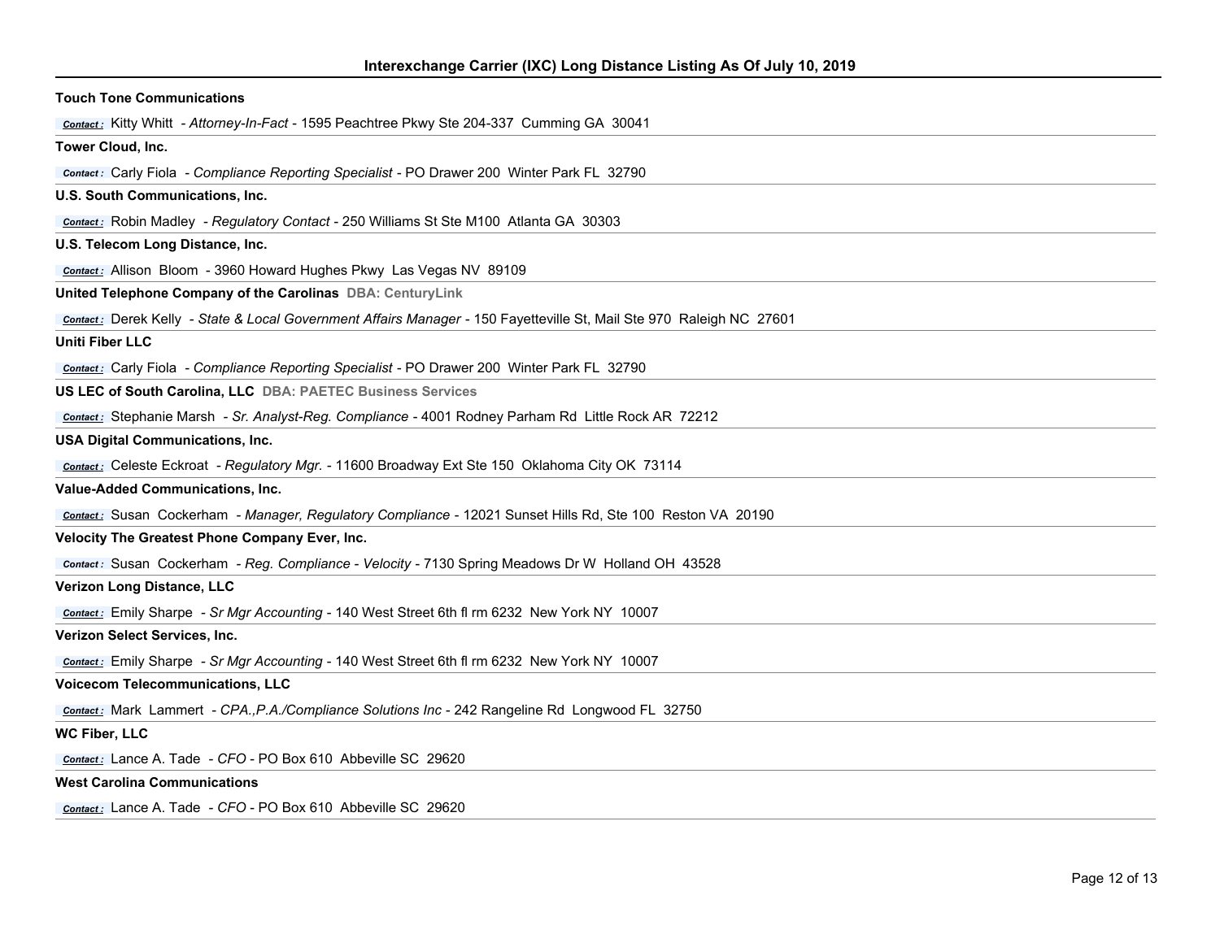## Interexchange Carrier (IXC) Long Distance Listing As Of July 10, 2019

**Touch Tone Communications**

*Contact :* Kitty Whitt - *Attorney-In-Fact* - 1595 Peachtree Pkwy Ste 204-337 Cumming GA 30041

**Tower Cloud, Inc.**

*Contact :* Carly Fiola - *Compliance Reporting Specialist* - PO Drawer 200 Winter Park FL 32790

**U.S. South Communications, Inc.**

*Contact :* Robin Madley - *Regulatory Contact* - 250 Williams St Ste M100 Atlanta GA 30303

**U.S. Telecom Long Distance, Inc.**

*Contact :* Allison Bloom - 3960 Howard Hughes Pkwy Las Vegas NV 89109

**United Telephone Company of the Carolinas** **DBA: CenturyLink**

*Contact :* Derek Kelly - *State & Local Government Affairs Manager* - 150 Fayetteville St, Mail Ste 970 Raleigh NC 27601

**Uniti Fiber LLC**

*Contact :* Carly Fiola - *Compliance Reporting Specialist* - PO Drawer 200 Winter Park FL 32790

**US LEC of South Carolina, LLC** **DBA: PAETEC Business Services**

*Contact :* Stephanie Marsh - *Sr. Analyst-Reg. Compliance* - 4001 Rodney Parham Rd Little Rock AR 72212

**USA Digital Communications, Inc.**

*Contact :* Celeste Eckroat - *Regulatory Mgr.* - 11600 Broadway Ext Ste 150 Oklahoma City OK 73114

**Value-Added Communications, Inc.**

*Contact :* Susan Cockerham - *Manager, Regulatory Compliance* - 12021 Sunset Hills Rd, Ste 100 Reston VA 20190

**Velocity The Greatest Phone Company Ever, Inc.**

*Contact :* Susan Cockerham - *Reg. Compliance - Velocity* - 7130 Spring Meadows Dr W Holland OH 43528

**Verizon Long Distance, LLC**

*Contact :* Emily Sharpe - *Sr Mgr Accounting* - 140 West Street 6th fl rm 6232 New York NY 10007

**Verizon Select Services, Inc.**

*Contact :* Emily Sharpe - *Sr Mgr Accounting* - 140 West Street 6th fl rm 6232 New York NY 10007

**Voicecom Telecommunications, LLC**

*Contact :* Mark Lammert - *CPA.,P.A./Compliance Solutions Inc* - 242 Rangeline Rd Longwood FL 32750

**WC Fiber, LLC**

*Contact :* Lance A. Tade - *CFO* - PO Box 610 Abbeville SC 29620

**West Carolina Communications**

*Contact :* Lance A. Tade - *CFO* - PO Box 610 Abbeville SC 29620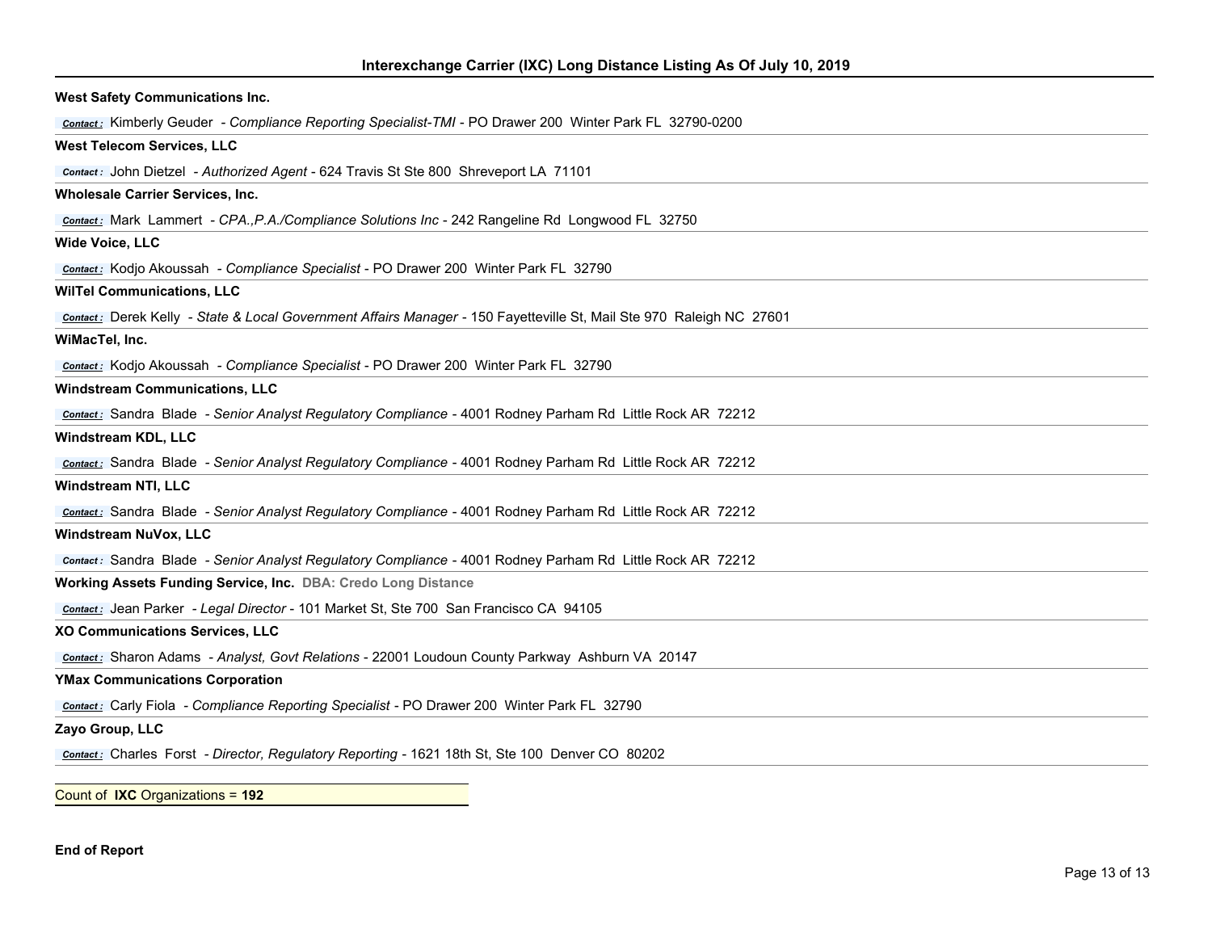**West Safety Communications Inc.**

Contact : Kimberly Geuder - *Compliance Reporting Specialist-TMI* - PO Drawer 200 Winter Park FL 32790-0200

**West Telecom Services, LLC**

Contact : John Dietzel - *Authorized Agent* - 624 Travis St Ste 800 Shreveport LA 71101

**Wholesale Carrier Services, Inc.**

Contact : Mark Lammert - *CPA.,P.A./Compliance Solutions Inc* - 242 Rangeline Rd Longwood FL 32750

**Wide Voice, LLC**

Contact : Kodjo Akoussah - *Compliance Specialist* - PO Drawer 200 Winter Park FL 32790

**WilTel Communications, LLC**

Contact : Derek Kelly - *State & Local Government Affairs Manager* - 150 Fayetteville St, Mail Ste 970 Raleigh NC 27601

**WiMacTel, Inc.**

Contact : Kodjo Akoussah - *Compliance Specialist* - PO Drawer 200 Winter Park FL 32790

**Windstream Communications, LLC**

Contact : Sandra Blade - *Senior Analyst Regulatory Compliance* - 4001 Rodney Parham Rd Little Rock AR 72212

**Windstream KDL, LLC**

Contact : Sandra Blade - *Senior Analyst Regulatory Compliance* - 4001 Rodney Parham Rd Little Rock AR 72212

**Windstream NTI, LLC**

Contact : Sandra Blade - *Senior Analyst Regulatory Compliance* - 4001 Rodney Parham Rd Little Rock AR 72212

**Windstream NuVox, LLC**

Contact : Sandra Blade - *Senior Analyst Regulatory Compliance* - 4001 Rodney Parham Rd Little Rock AR 72212

**Working Assets Funding Service, Inc.** **DBA: Credo Long Distance**

Contact : Jean Parker - *Legal Director* - 101 Market St, Ste 700 San Francisco CA 94105

**XO Communications Services, LLC**

Contact : Sharon Adams - *Analyst, Govt Relations* - 22001 Loudoun County Parkway Ashburn VA 20147

**YMax Communications Corporation**

Contact : Carly Fiola - *Compliance Reporting Specialist* - PO Drawer 200 Winter Park FL 32790

**Zayo Group, LLC**

Contact : Charles Forst - *Director, Regulatory Reporting* - 1621 18th St, Ste 100 Denver CO 80202

Count of **IXC** Organizations = **192**

**End of Report**